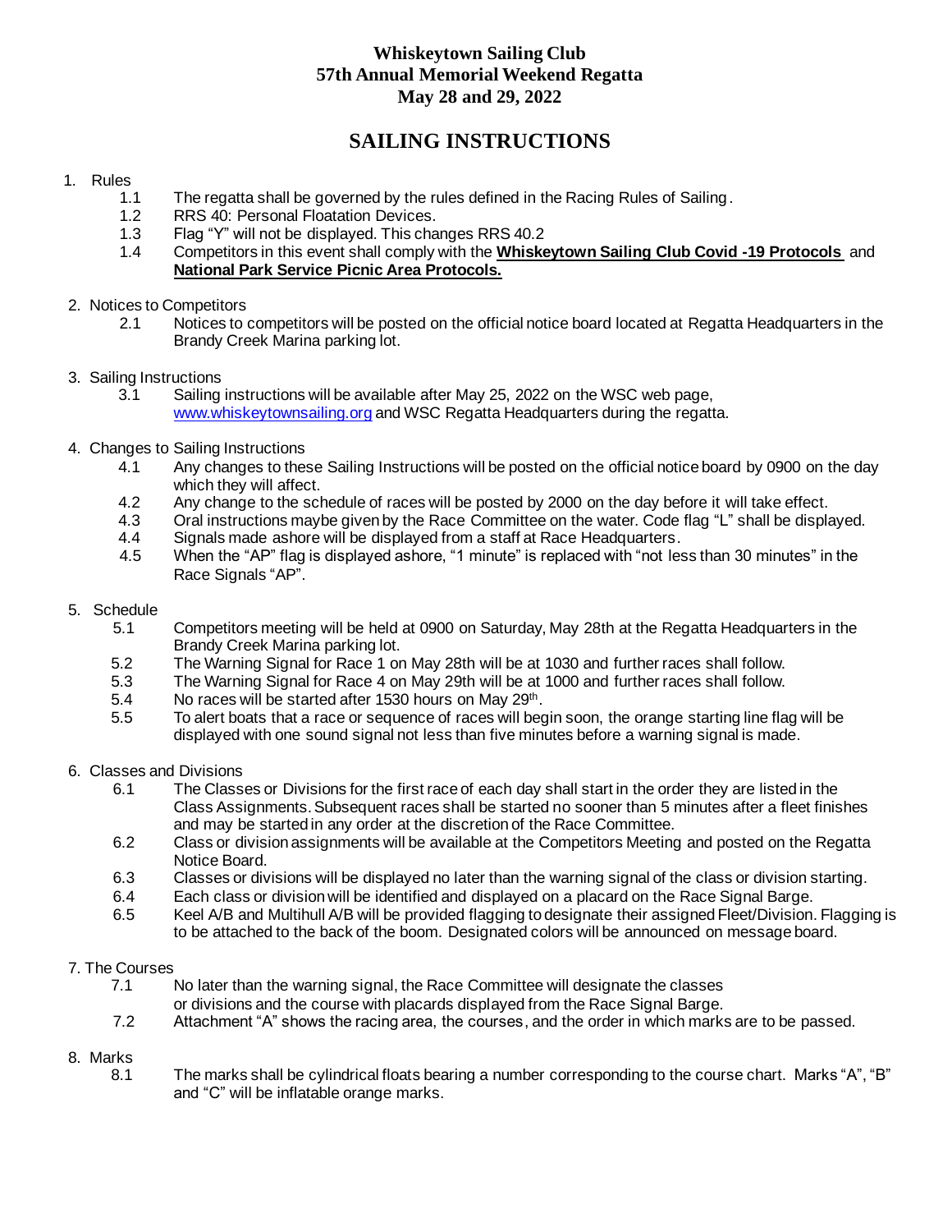**Whiskeytown Sailing Club**
**57th Annual Memorial Weekend Regatta**
**May 28 and 29, 2022**

# SAILING INSTRUCTIONS

1. Rules
   - 1.1 The regatta shall be governed by the rules defined in the Racing Rules of Sailing.
   - 1.2 RRS 40: Personal Floatation Devices.
   - 1.3 Flag "Y" will not be displayed. This changes RRS 40.2
   - 1.4 Competitors in this event shall comply with the **Whiskeytown Sailing Club Covid -19 Protocols** and **National Park Service Picnic Area Protocols.**

2. Notices to Competitors
   - 2.1 Notices to competitors will be posted on the official notice board located at Regatta Headquarters in the Brandy Creek Marina parking lot.

3. Sailing Instructions
   - 3.1 Sailing instructions will be available after May 25, 2022 on the WSC web page, www.whiskeytownsailing.org and WSC Regatta Headquarters during the regatta.

4. Changes to Sailing Instructions
   - 4.1 Any changes to these Sailing Instructions will be posted on the official notice board by 0900 on the day which they will affect.
   - 4.2 Any change to the schedule of races will be posted by 2000 on the day before it will take effect.
   - 4.3 Oral instructions maybe given by the Race Committee on the water. Code flag "L" shall be displayed.
   - 4.4 Signals made ashore will be displayed from a staff at Race Headquarters.
   - 4.5 When the "AP" flag is displayed ashore, "1 minute" is replaced with "not less than 30 minutes" in the Race Signals "AP".

5. Schedule
   - 5.1 Competitors meeting will be held at 0900 on Saturday, May 28th at the Regatta Headquarters in the Brandy Creek Marina parking lot.
   - 5.2 The Warning Signal for Race 1 on May 28th will be at 1030 and further races shall follow.
   - 5.3 The Warning Signal for Race 4 on May 29th will be at 1000 and further races shall follow.
   - 5.4 No races will be started after 1530 hours on May 29th.
   - 5.5 To alert boats that a race or sequence of races will begin soon, the orange starting line flag will be displayed with one sound signal not less than five minutes before a warning signal is made.

6. Classes and Divisions
   - 6.1 The Classes or Divisions for the first race of each day shall start in the order they are listed in the Class Assignments. Subsequent races shall be started no sooner than 5 minutes after a fleet finishes and may be started in any order at the discretion of the Race Committee.
   - 6.2 Class or division assignments will be available at the Competitors Meeting and posted on the Regatta Notice Board.
   - 6.3 Classes or divisions will be displayed no later than the warning signal of the class or division starting.
   - 6.4 Each class or division will be identified and displayed on a placard on the Race Signal Barge.
   - 6.5 Keel A/B and Multihull A/B will be provided flagging to designate their assigned Fleet/Division. Flagging is to be attached to the back of the boom. Designated colors will be announced on message board.

7. The Courses
   - 7.1 No later than the warning signal, the Race Committee will designate the classes or divisions and the course with placards displayed from the Race Signal Barge.
   - 7.2 Attachment "A" shows the racing area, the courses, and the order in which marks are to be passed.

8. Marks
   - 8.1 The marks shall be cylindrical floats bearing a number corresponding to the course chart. Marks "A", "B" and "C" will be inflatable orange marks.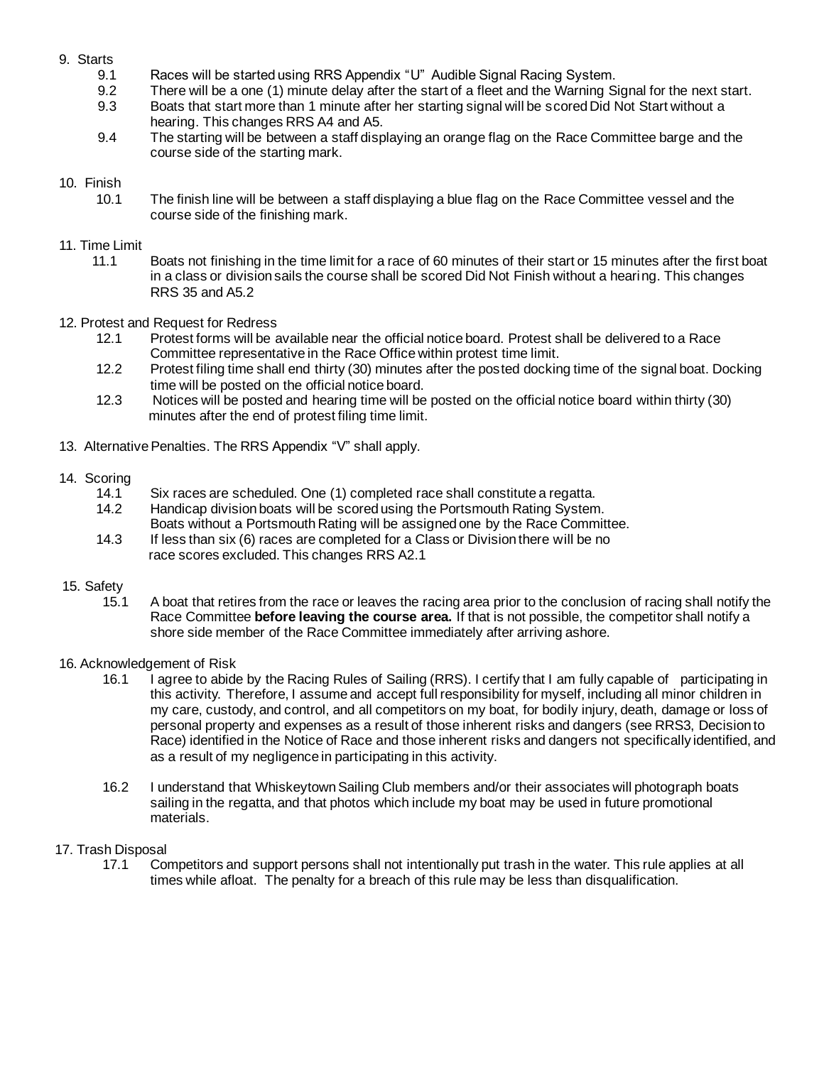9. Starts

9.1 Races will be started using RRS Appendix "U" Audible Signal Racing System.

9.2 There will be a one (1) minute delay after the start of a fleet and the Warning Signal for the next start.

9.3 Boats that start more than 1 minute after her starting signal will be scored Did Not Start without a hearing. This changes RRS A4 and A5.

9.4 The starting will be between a staff displaying an orange flag on the Race Committee barge and the course side of the starting mark.

10. Finish

10.1 The finish line will be between a staff displaying a blue flag on the Race Committee vessel and the course side of the finishing mark.

11. Time Limit

11.1 Boats not finishing in the time limit for a race of 60 minutes of their start or 15 minutes after the first boat in a class or division sails the course shall be scored Did Not Finish without a hearing. This changes RRS 35 and A5.2

12. Protest and Request for Redress

12.1 Protest forms will be available near the official notice board. Protest shall be delivered to a Race Committee representative in the Race Office within protest time limit.

12.2 Protest filing time shall end thirty (30) minutes after the posted docking time of the signal boat. Docking time will be posted on the official notice board.

12.3 Notices will be posted and hearing time will be posted on the official notice board within thirty (30) minutes after the end of protest filing time limit.

13. Alternative Penalties. The RRS Appendix "V" shall apply.

14. Scoring

14.1 Six races are scheduled. One (1) completed race shall constitute a regatta.

14.2 Handicap division boats will be scored using the Portsmouth Rating System. Boats without a Portsmouth Rating will be assigned one by the Race Committee.

14.3 If less than six (6) races are completed for a Class or Division there will be no race scores excluded. This changes RRS A2.1

15. Safety

15.1 A boat that retires from the race or leaves the racing area prior to the conclusion of racing shall notify the Race Committee **before leaving the course area.** If that is not possible, the competitor shall notify a shore side member of the Race Committee immediately after arriving ashore.

16. Acknowledgement of Risk

16.1 I agree to abide by the Racing Rules of Sailing (RRS). I certify that I am fully capable of participating in this activity. Therefore, I assume and accept full responsibility for myself, including all minor children in my care, custody, and control, and all competitors on my boat, for bodily injury, death, damage or loss of personal property and expenses as a result of those inherent risks and dangers (see RRS3, Decision to Race) identified in the Notice of Race and those inherent risks and dangers not specifically identified, and as a result of my negligence in participating in this activity.

16.2 I understand that Whiskeytown Sailing Club members and/or their associates will photograph boats sailing in the regatta, and that photos which include my boat may be used in future promotional materials.

17. Trash Disposal

17.1 Competitors and support persons shall not intentionally put trash in the water. This rule applies at all times while afloat. The penalty for a breach of this rule may be less than disqualification.